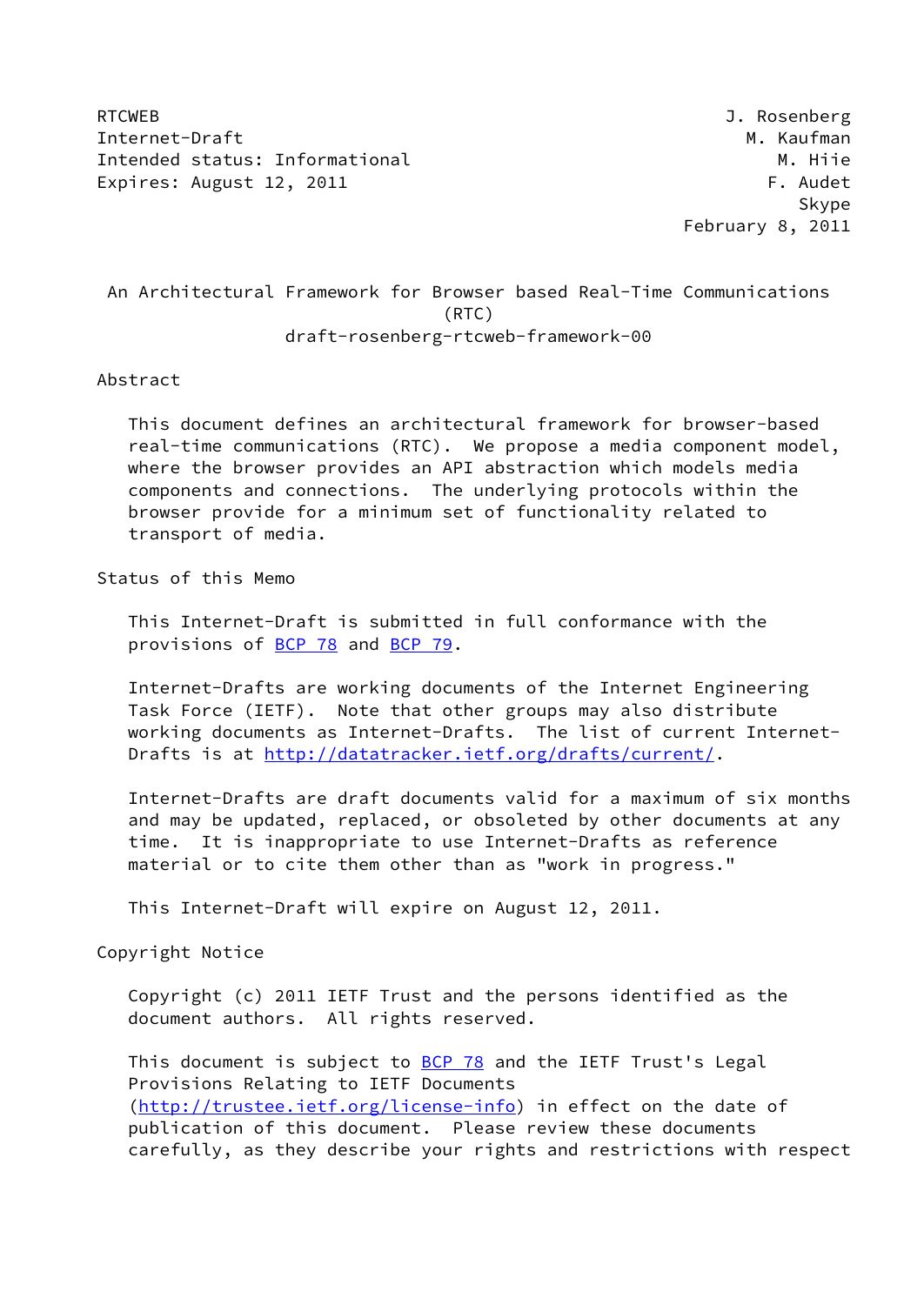RTCWEB J. Rosenberg
Internet-Draft M. Kaufman
Intended status: Informational M. Hiie
Expires: August 12, 2011 F. Audet
Skype
February 8, 2011

# An Architectural Framework for Browser based Real-Time Communications (RTC)
draft-rosenberg-rtcweb-framework-00

## Abstract

This document defines an architectural framework for browser-based real-time communications (RTC). We propose a media component model, where the browser provides an API abstraction which models media components and connections. The underlying protocols within the browser provide for a minimum set of functionality related to transport of media.

## Status of this Memo

This Internet-Draft is submitted in full conformance with the provisions of BCP 78 and BCP 79.

Internet-Drafts are working documents of the Internet Engineering Task Force (IETF). Note that other groups may also distribute working documents as Internet-Drafts. The list of current Internet-Drafts is at http://datatracker.ietf.org/drafts/current/.

Internet-Drafts are draft documents valid for a maximum of six months and may be updated, replaced, or obsoleted by other documents at any time. It is inappropriate to use Internet-Drafts as reference material or to cite them other than as "work in progress."

This Internet-Draft will expire on August 12, 2011.

## Copyright Notice

Copyright (c) 2011 IETF Trust and the persons identified as the document authors. All rights reserved.

This document is subject to BCP 78 and the IETF Trust's Legal Provisions Relating to IETF Documents (http://trustee.ietf.org/license-info) in effect on the date of publication of this document. Please review these documents carefully, as they describe your rights and restrictions with respect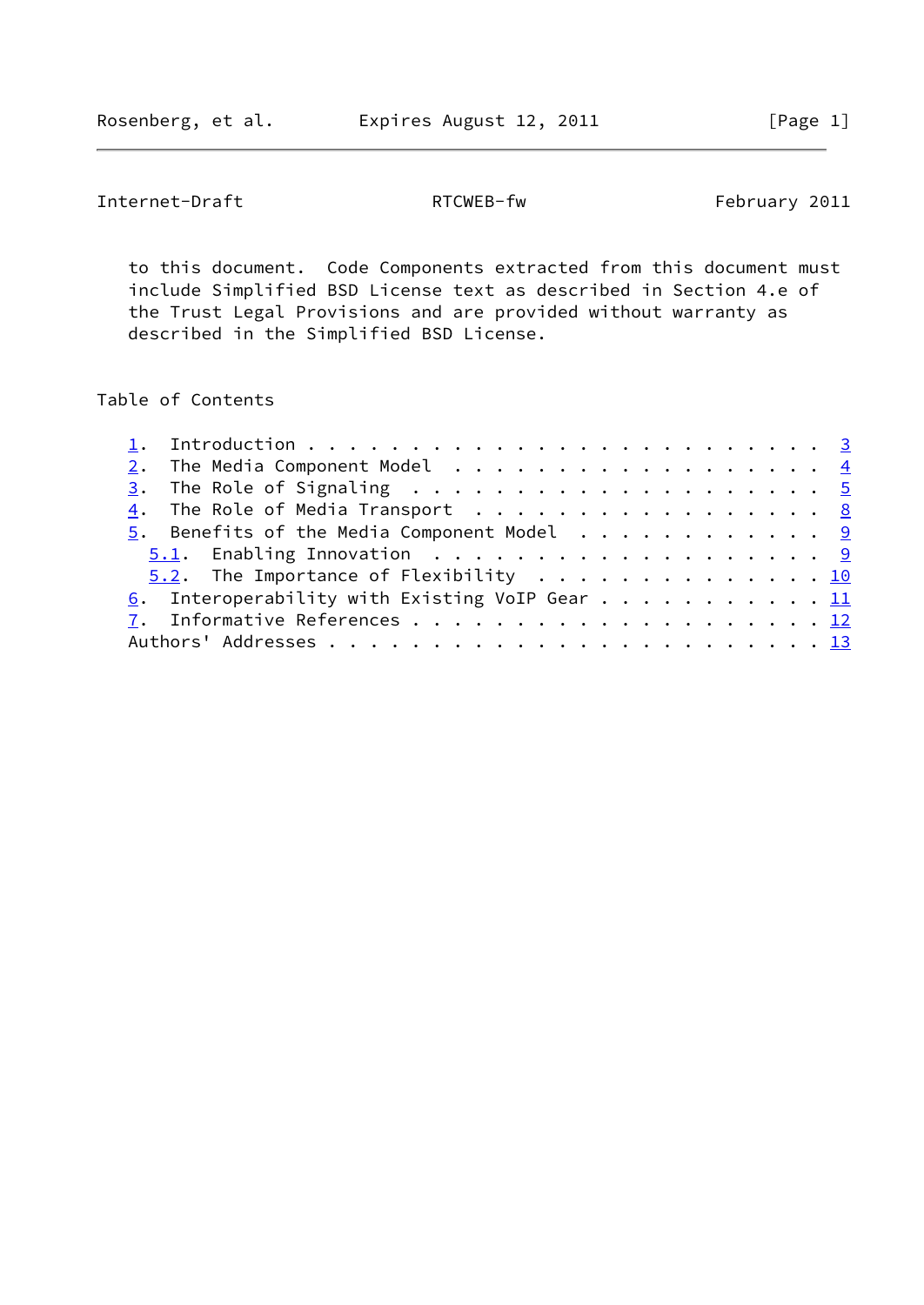to this document. Code Components extracted from this document must include Simplified BSD License text as described in Section 4.e of the Trust Legal Provisions and are provided without warranty as described in the Simplified BSD License.

## Table of Contents

1. Introduction . . . . . . . . . . . . . . . . . . . . . . . . . 3
2. The Media Component Model . . . . . . . . . . . . . . . . . . 4
3. The Role of Signaling . . . . . . . . . . . . . . . . . . . . 5
4. The Role of Media Transport . . . . . . . . . . . . . . . . . 8
5. Benefits of the Media Component Model . . . . . . . . . . . . 9
   5.1. Enabling Innovation . . . . . . . . . . . . . . . . . . . 9
   5.2. The Importance of Flexibility . . . . . . . . . . . . . . 10
6. Interoperability with Existing VoIP Gear . . . . . . . . . . . 11
7. Informative References . . . . . . . . . . . . . . . . . . . . 12

Authors' Addresses . . . . . . . . . . . . . . . . . . . . . . . . 13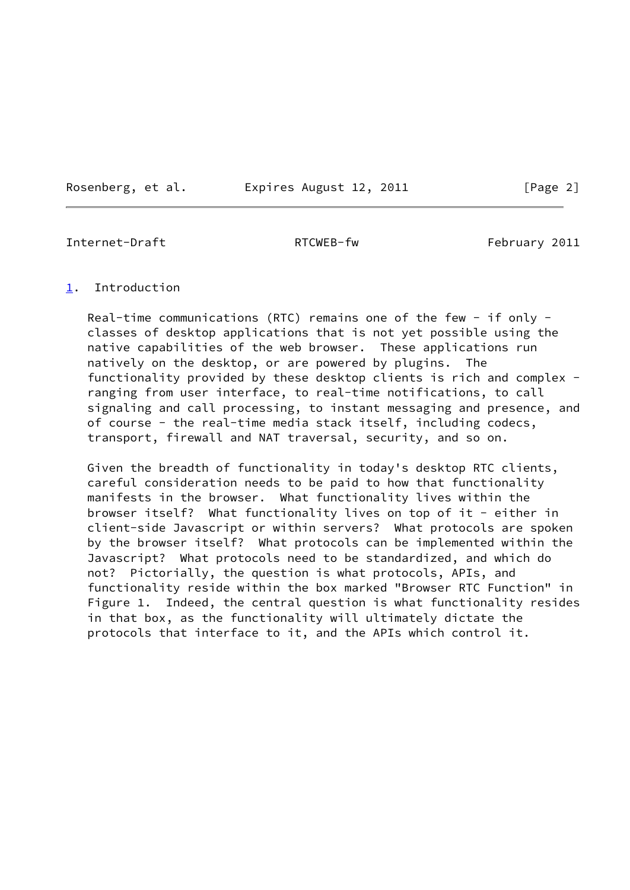## 1. Introduction

Real-time communications (RTC) remains one of the few - if only - classes of desktop applications that is not yet possible using the native capabilities of the web browser. These applications run natively on the desktop, or are powered by plugins. The functionality provided by these desktop clients is rich and complex - ranging from user interface, to real-time notifications, to call signaling and call processing, to instant messaging and presence, and of course - the real-time media stack itself, including codecs, transport, firewall and NAT traversal, security, and so on.

Given the breadth of functionality in today's desktop RTC clients, careful consideration needs to be paid to how that functionality manifests in the browser. What functionality lives within the browser itself? What functionality lives on top of it - either in client-side Javascript or within servers? What protocols are spoken by the browser itself? What protocols can be implemented within the Javascript? What protocols need to be standardized, and which do not? Pictorially, the question is what protocols, APIs, and functionality reside within the box marked "Browser RTC Function" in Figure 1. Indeed, the central question is what functionality resides in that box, as the functionality will ultimately dictate the protocols that interface to it, and the APIs which control it.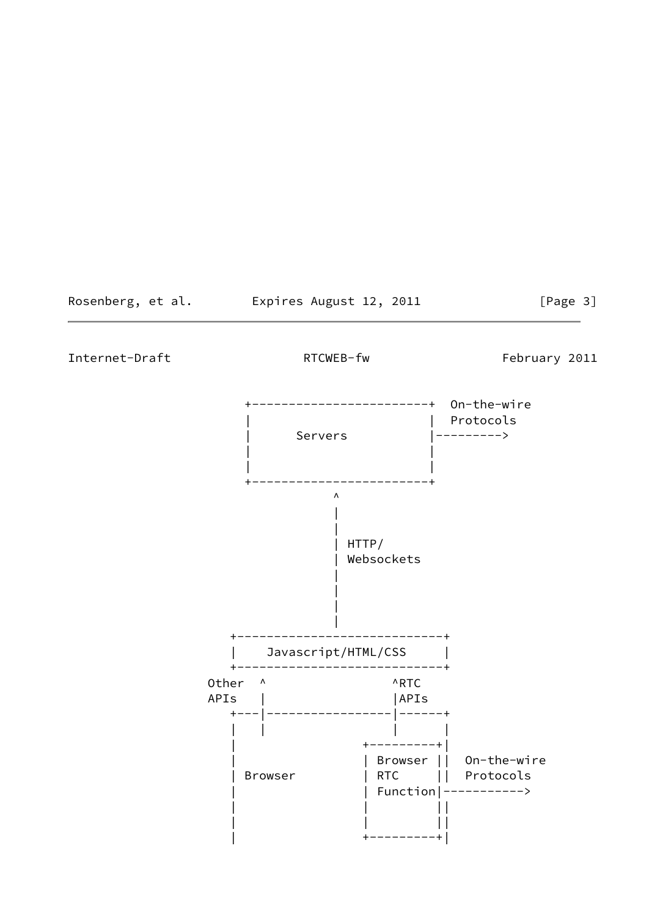```
                 +------------------------+  On-the-wire
                 |                        |  Protocols
                 |      Servers           |--------->
                 |                        |
                 |                        |
                 +------------------------+
                             ^
                             |
                             |
                             | HTTP/
                             | Websockets
                             |
                             |
                             |
                             |
               +----------------------------+
               |    Javascript/HTML/CSS     |
               +----------------------------+
            Other  ^                 ^RTC
            APIs   |                 |APIs
               +---|-----------------|------+
               |   |                 |      |
               |                 +---------+|
               |                 | Browser ||  On-the-wire
               | Browser         | RTC     ||  Protocols
               |                 | Function|----------->
               |                 |         ||
               |                 |         ||
               |                 +---------+|
```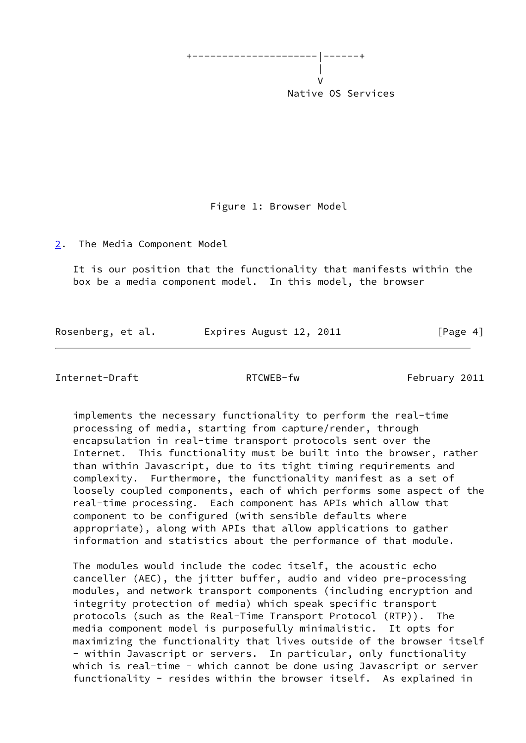```
                 +---------------------|------+
                                       |
                                       V
                                  Native OS Services
```

Figure 1: Browser Model

## 2. The Media Component Model

It is our position that the functionality that manifests within the box be a media component model. In this model, the browser implements the necessary functionality to perform the real-time processing of media, starting from capture/render, through encapsulation in real-time transport protocols sent over the Internet. This functionality must be built into the browser, rather than within Javascript, due to its tight timing requirements and complexity. Furthermore, the functionality manifest as a set of loosely coupled components, each of which performs some aspect of the real-time processing. Each component has APIs which allow that component to be configured (with sensible defaults where appropriate), along with APIs that allow applications to gather information and statistics about the performance of that module.

The modules would include the codec itself, the acoustic echo canceller (AEC), the jitter buffer, audio and video pre-processing modules, and network transport components (including encryption and integrity protection of media) which speak specific transport protocols (such as the Real-Time Transport Protocol (RTP)). The media component model is purposefully minimalistic. It opts for maximizing the functionality that lives outside of the browser itself - within Javascript or servers. In particular, only functionality which is real-time - which cannot be done using Javascript or server functionality - resides within the browser itself. As explained in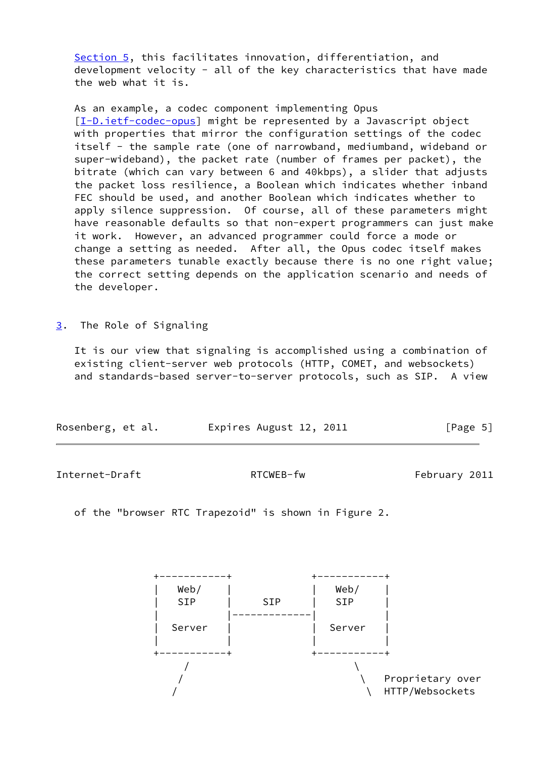Section 5, this facilitates innovation, differentiation, and development velocity - all of the key characteristics that have made the web what it is.

As an example, a codec component implementing Opus [I-D.ietf-codec-opus] might be represented by a Javascript object with properties that mirror the configuration settings of the codec itself - the sample rate (one of narrowband, mediumband, wideband or super-wideband), the packet rate (number of frames per packet), the bitrate (which can vary between 6 and 40kbps), a slider that adjusts the packet loss resilience, a Boolean which indicates whether inband FEC should be used, and another Boolean which indicates whether to apply silence suppression. Of course, all of these parameters might have reasonable defaults so that non-expert programmers can just make it work. However, an advanced programmer could force a mode or change a setting as needed. After all, the Opus codec itself makes these parameters tunable exactly because there is no one right value; the correct setting depends on the application scenario and needs of the developer.

## 3. The Role of Signaling

It is our view that signaling is accomplished using a combination of existing client-server web protocols (HTTP, COMET, and websockets) and standards-based server-to-server protocols, such as SIP. A view of the "browser RTC Trapezoid" is shown in Figure 2.

```
         +-----------+             +-----------+
         |   Web/    |             |   Web/    |
         |   SIP     |     SIP     |   SIP     |
         |           |-------------|           |
         |  Server   |             |  Server   |
         |           |             |           |
         +-----------+             +-----------+
              /                          \
             /                            \   Proprietary over
            /                              \  HTTP/Websockets
```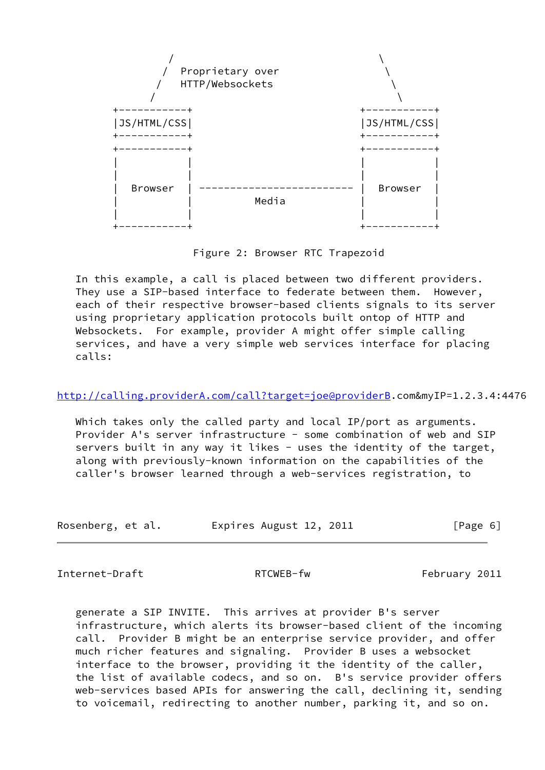```
        /                               \
       /  Proprietary over               \
      /   HTTP/Websockets                 \
     /                                     \
+-----------+                          +-----------+
|JS/HTML/CSS|                          |JS/HTML/CSS|
+-----------+                          +-----------+
+-----------+                          +-----------+
|           |                          |           |
|           |                          |           |
|  Browser  | ------------------------- |  Browser  |
|           |          Media           |           |
|           |                          |           |
+-----------+                          +-----------+
```

Figure 2: Browser RTC Trapezoid

In this example, a call is placed between two different providers. They use a SIP-based interface to federate between them. However, each of their respective browser-based clients signals to its server using proprietary application protocols built ontop of HTTP and Websockets. For example, provider A might offer simple calling services, and have a very simple web services interface for placing calls:

http://calling.providerA.com/call?target=joe@providerB.com&myIP=1.2.3.4:4476

Which takes only the called party and local IP/port as arguments. Provider A's server infrastructure - some combination of web and SIP servers built in any way it likes - uses the identity of the target, along with previously-known information on the capabilities of the caller's browser learned through a web-services registration, to generate a SIP INVITE. This arrives at provider B's server infrastructure, which alerts its browser-based client of the incoming call. Provider B might be an enterprise service provider, and offer much richer features and signaling. Provider B uses a websocket interface to the browser, providing it the identity of the caller, the list of available codecs, and so on. B's service provider offers web-services based APIs for answering the call, declining it, sending to voicemail, redirecting to another number, parking it, and so on.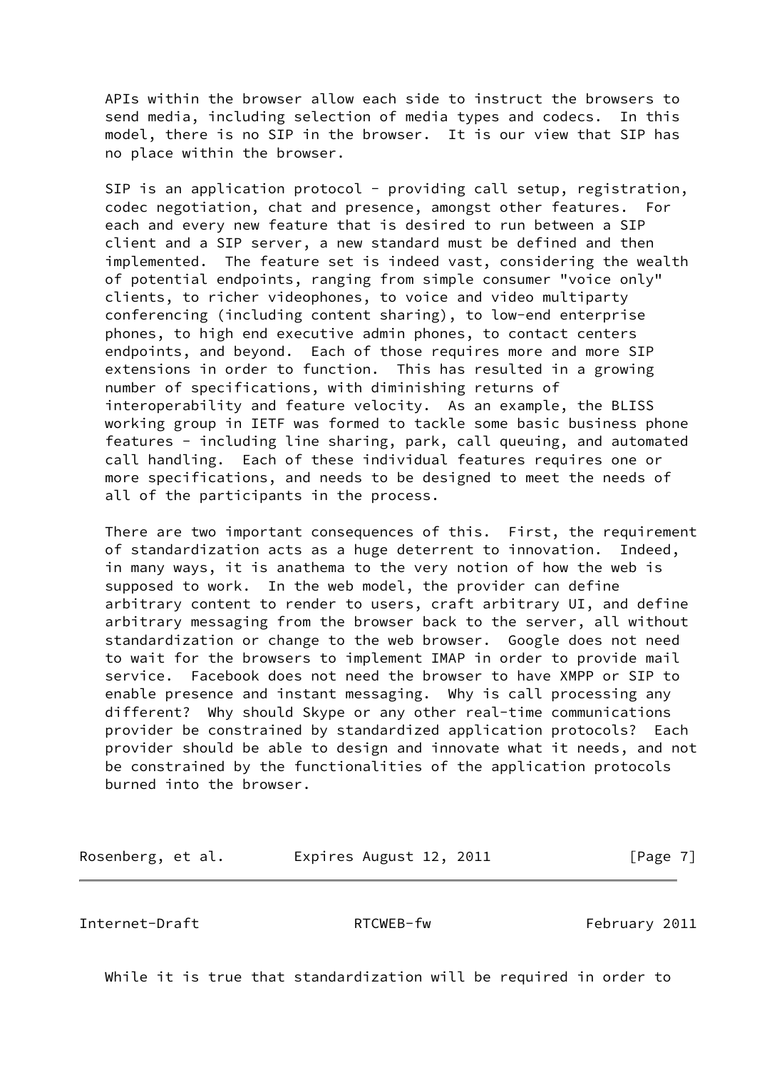APIs within the browser allow each side to instruct the browsers to send media, including selection of media types and codecs. In this model, there is no SIP in the browser. It is our view that SIP has no place within the browser.

SIP is an application protocol - providing call setup, registration, codec negotiation, chat and presence, amongst other features. For each and every new feature that is desired to run between a SIP client and a SIP server, a new standard must be defined and then implemented. The feature set is indeed vast, considering the wealth of potential endpoints, ranging from simple consumer "voice only" clients, to richer videophones, to voice and video multiparty conferencing (including content sharing), to low-end enterprise phones, to high end executive admin phones, to contact centers endpoints, and beyond. Each of those requires more and more SIP extensions in order to function. This has resulted in a growing number of specifications, with diminishing returns of interoperability and feature velocity. As an example, the BLISS working group in IETF was formed to tackle some basic business phone features - including line sharing, park, call queuing, and automated call handling. Each of these individual features requires one or more specifications, and needs to be designed to meet the needs of all of the participants in the process.

There are two important consequences of this. First, the requirement of standardization acts as a huge deterrent to innovation. Indeed, in many ways, it is anathema to the very notion of how the web is supposed to work. In the web model, the provider can define arbitrary content to render to users, craft arbitrary UI, and define arbitrary messaging from the browser back to the server, all without standardization or change to the web browser. Google does not need to wait for the browsers to implement IMAP in order to provide mail service. Facebook does not need the browser to have XMPP or SIP to enable presence and instant messaging. Why is call processing any different? Why should Skype or any other real-time communications provider be constrained by standardized application protocols? Each provider should be able to design and innovate what it needs, and not be constrained by the functionalities of the application protocols burned into the browser.

While it is true that standardization will be required in order to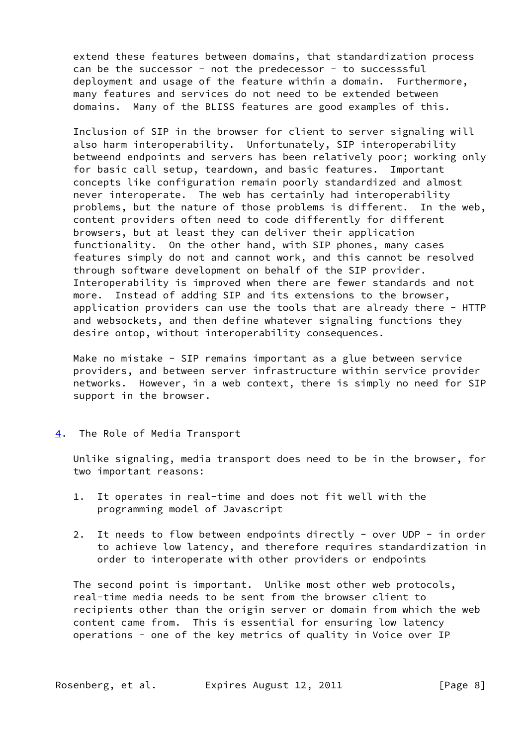extend these features between domains, that standardization process can be the successor - not the predecessor - to successsful deployment and usage of the feature within a domain. Furthermore, many features and services do not need to be extended between domains. Many of the BLISS features are good examples of this.

Inclusion of SIP in the browser for client to server signaling will also harm interoperability. Unfortunately, SIP interoperability betweend endpoints and servers has been relatively poor; working only for basic call setup, teardown, and basic features. Important concepts like configuration remain poorly standardized and almost never interoperate. The web has certainly had interoperability problems, but the nature of those problems is different. In the web, content providers often need to code differently for different browsers, but at least they can deliver their application functionality. On the other hand, with SIP phones, many cases features simply do not and cannot work, and this cannot be resolved through software development on behalf of the SIP provider. Interoperability is improved when there are fewer standards and not more. Instead of adding SIP and its extensions to the browser, application providers can use the tools that are already there - HTTP and websockets, and then define whatever signaling functions they desire ontop, without interoperability consequences.

Make no mistake - SIP remains important as a glue between service providers, and between server infrastructure within service provider networks. However, in a web context, there is simply no need for SIP support in the browser.

## 4. The Role of Media Transport

Unlike signaling, media transport does need to be in the browser, for two important reasons:

1. It operates in real-time and does not fit well with the programming model of Javascript

2. It needs to flow between endpoints directly - over UDP - in order to achieve low latency, and therefore requires standardization in order to interoperate with other providers or endpoints

The second point is important. Unlike most other web protocols, real-time media needs to be sent from the browser client to recipients other than the origin server or domain from which the web content came from. This is essential for ensuring low latency operations - one of the key metrics of quality in Voice over IP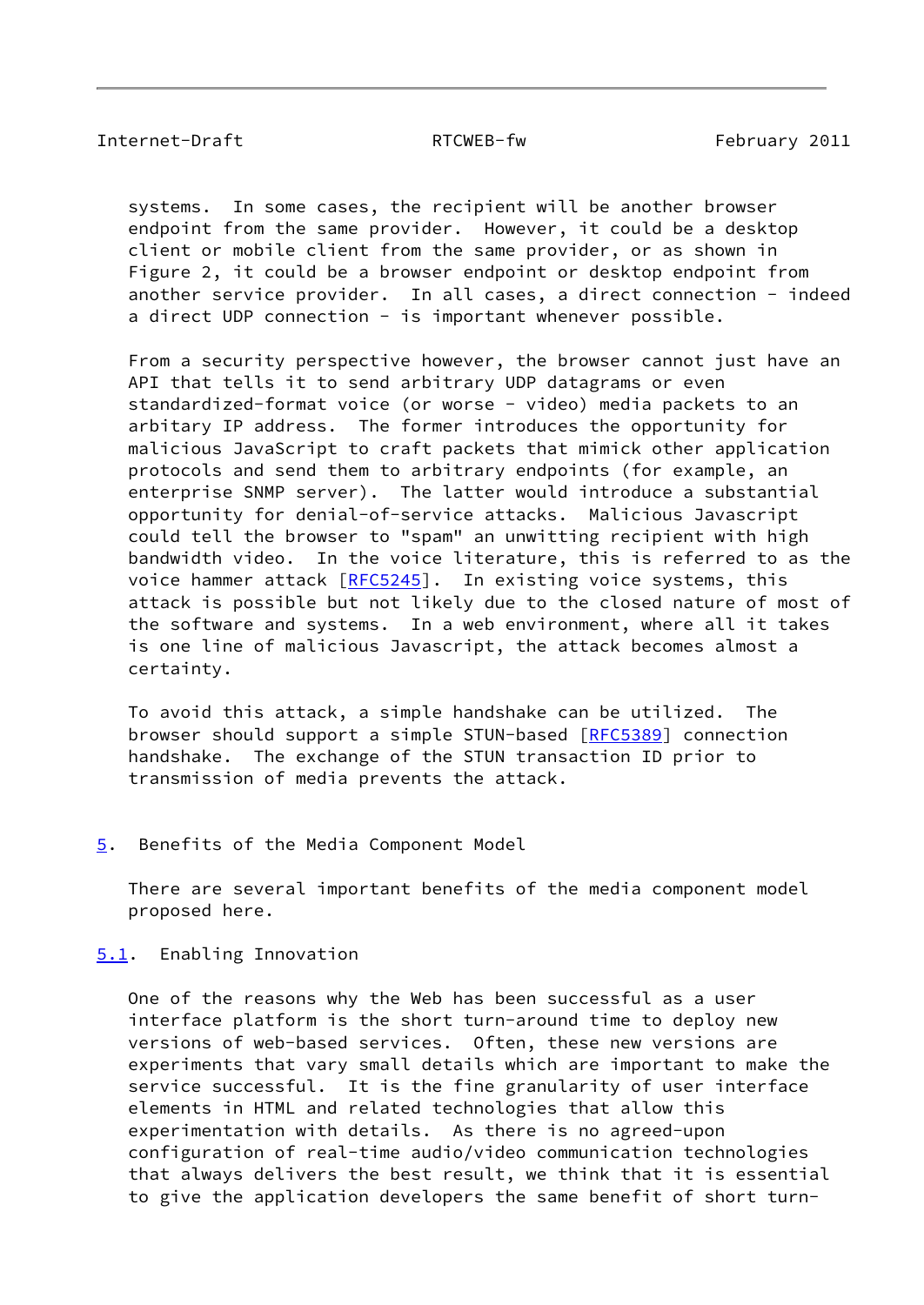systems. In some cases, the recipient will be another browser endpoint from the same provider. However, it could be a desktop client or mobile client from the same provider, or as shown in Figure 2, it could be a browser endpoint or desktop endpoint from another service provider. In all cases, a direct connection - indeed a direct UDP connection - is important whenever possible.

From a security perspective however, the browser cannot just have an API that tells it to send arbitrary UDP datagrams or even standardized-format voice (or worse - video) media packets to an arbitary IP address. The former introduces the opportunity for malicious JavaScript to craft packets that mimick other application protocols and send them to arbitrary endpoints (for example, an enterprise SNMP server). The latter would introduce a substantial opportunity for denial-of-service attacks. Malicious Javascript could tell the browser to "spam" an unwitting recipient with high bandwidth video. In the voice literature, this is referred to as the voice hammer attack [RFC5245]. In existing voice systems, this attack is possible but not likely due to the closed nature of most of the software and systems. In a web environment, where all it takes is one line of malicious Javascript, the attack becomes almost a certainty.

To avoid this attack, a simple handshake can be utilized. The browser should support a simple STUN-based [RFC5389] connection handshake. The exchange of the STUN transaction ID prior to transmission of media prevents the attack.

## 5. Benefits of the Media Component Model

There are several important benefits of the media component model proposed here.

### 5.1. Enabling Innovation

One of the reasons why the Web has been successful as a user interface platform is the short turn-around time to deploy new versions of web-based services. Often, these new versions are experiments that vary small details which are important to make the service successful. It is the fine granularity of user interface elements in HTML and related technologies that allow this experimentation with details. As there is no agreed-upon configuration of real-time audio/video communication technologies that always delivers the best result, we think that it is essential to give the application developers the same benefit of short turn-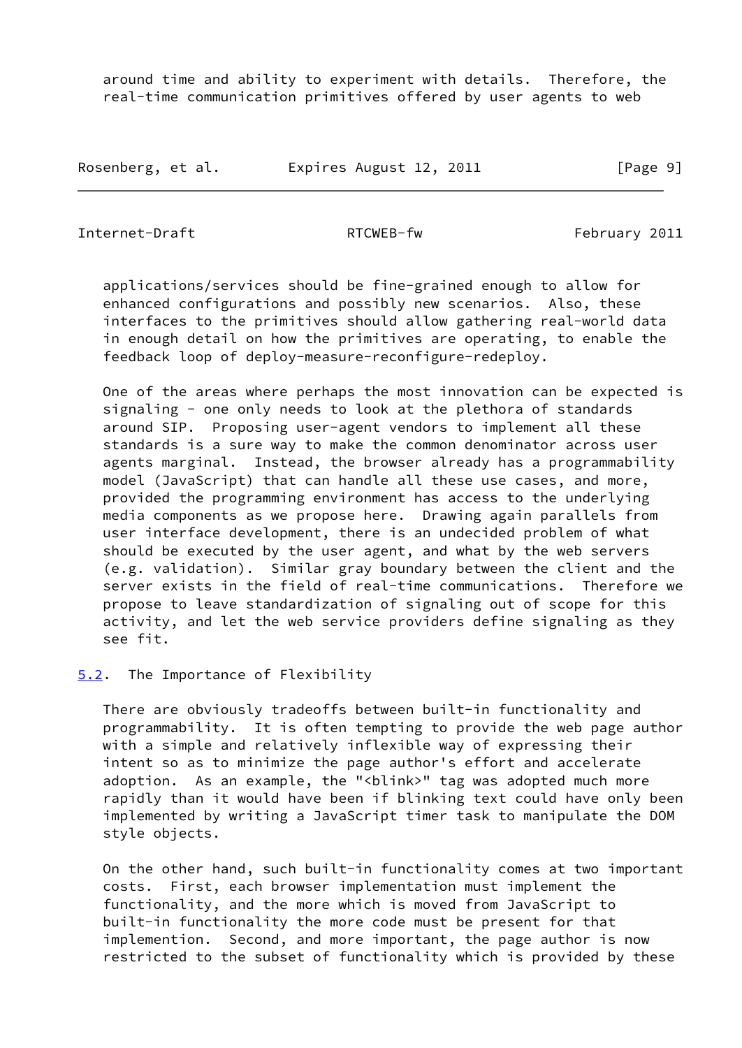around time and ability to experiment with details. Therefore, the real-time communication primitives offered by user agents to web applications/services should be fine-grained enough to allow for enhanced configurations and possibly new scenarios. Also, these interfaces to the primitives should allow gathering real-world data in enough detail on how the primitives are operating, to enable the feedback loop of deploy-measure-reconfigure-redeploy.

One of the areas where perhaps the most innovation can be expected is signaling - one only needs to look at the plethora of standards around SIP. Proposing user-agent vendors to implement all these standards is a sure way to make the common denominator across user agents marginal. Instead, the browser already has a programmability model (JavaScript) that can handle all these use cases, and more, provided the programming environment has access to the underlying media components as we propose here. Drawing again parallels from user interface development, there is an undecided problem of what should be executed by the user agent, and what by the web servers (e.g. validation). Similar gray boundary between the client and the server exists in the field of real-time communications. Therefore we propose to leave standardization of signaling out of scope for this activity, and let the web service providers define signaling as they see fit.

## 5.2. The Importance of Flexibility

There are obviously tradeoffs between built-in functionality and programmability. It is often tempting to provide the web page author with a simple and relatively inflexible way of expressing their intent so as to minimize the page author's effort and accelerate adoption. As an example, the "<blink>" tag was adopted much more rapidly than it would have been if blinking text could have only been implemented by writing a JavaScript timer task to manipulate the DOM style objects.

On the other hand, such built-in functionality comes at two important costs. First, each browser implementation must implement the functionality, and the more which is moved from JavaScript to built-in functionality the more code must be present for that implemention. Second, and more important, the page author is now restricted to the subset of functionality which is provided by these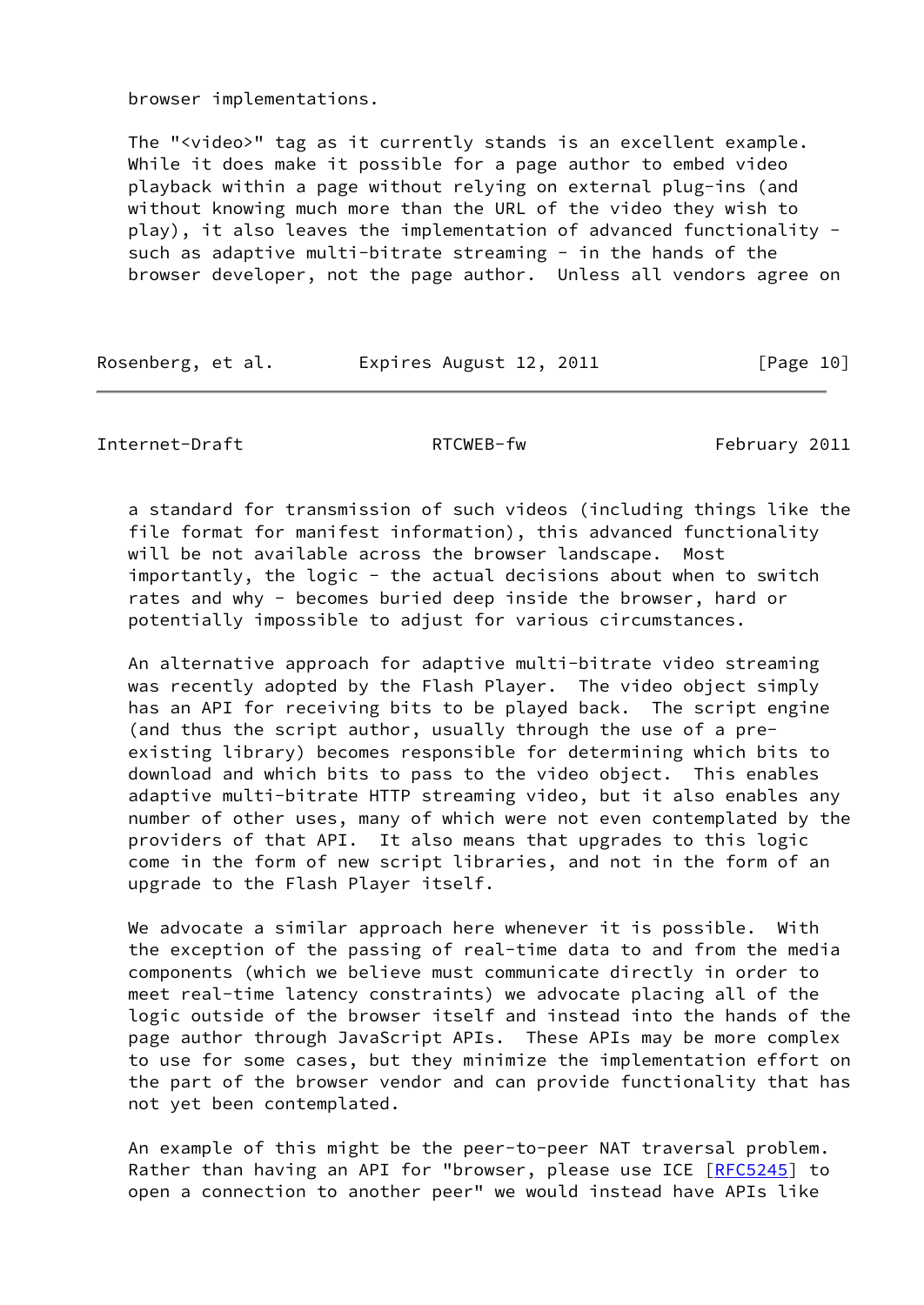browser implementations.

The "<video>" tag as it currently stands is an excellent example. While it does make it possible for a page author to embed video playback within a page without relying on external plug-ins (and without knowing much more than the URL of the video they wish to play), it also leaves the implementation of advanced functionality - such as adaptive multi-bitrate streaming - in the hands of the browser developer, not the page author. Unless all vendors agree on a standard for transmission of such videos (including things like the file format for manifest information), this advanced functionality will be not available across the browser landscape. Most importantly, the logic - the actual decisions about when to switch rates and why - becomes buried deep inside the browser, hard or potentially impossible to adjust for various circumstances.

An alternative approach for adaptive multi-bitrate video streaming was recently adopted by the Flash Player. The video object simply has an API for receiving bits to be played back. The script engine (and thus the script author, usually through the use of a pre-existing library) becomes responsible for determining which bits to download and which bits to pass to the video object. This enables adaptive multi-bitrate HTTP streaming video, but it also enables any number of other uses, many of which were not even contemplated by the providers of that API. It also means that upgrades to this logic come in the form of new script libraries, and not in the form of an upgrade to the Flash Player itself.

We advocate a similar approach here whenever it is possible. With the exception of the passing of real-time data to and from the media components (which we believe must communicate directly in order to meet real-time latency constraints) we advocate placing all of the logic outside of the browser itself and instead into the hands of the page author through JavaScript APIs. These APIs may be more complex to use for some cases, but they minimize the implementation effort on the part of the browser vendor and can provide functionality that has not yet been contemplated.

An example of this might be the peer-to-peer NAT traversal problem. Rather than having an API for "browser, please use ICE [RFC5245] to open a connection to another peer" we would instead have APIs like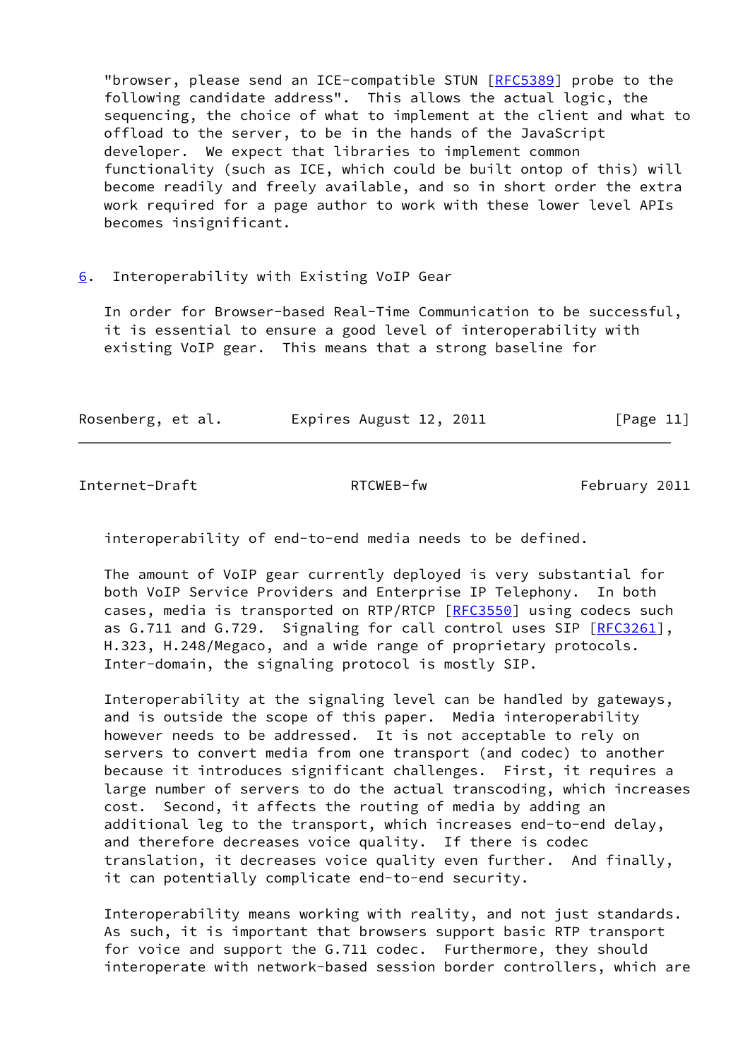"browser, please send an ICE-compatible STUN [RFC5389] probe to the following candidate address". This allows the actual logic, the sequencing, the choice of what to implement at the client and what to offload to the server, to be in the hands of the JavaScript developer. We expect that libraries to implement common functionality (such as ICE, which could be built ontop of this) will become readily and freely available, and so in short order the extra work required for a page author to work with these lower level APIs becomes insignificant.

## 6. Interoperability with Existing VoIP Gear

In order for Browser-based Real-Time Communication to be successful, it is essential to ensure a good level of interoperability with existing VoIP gear. This means that a strong baseline for interoperability of end-to-end media needs to be defined.

The amount of VoIP gear currently deployed is very substantial for both VoIP Service Providers and Enterprise IP Telephony. In both cases, media is transported on RTP/RTCP [RFC3550] using codecs such as G.711 and G.729. Signaling for call control uses SIP [RFC3261], H.323, H.248/Megaco, and a wide range of proprietary protocols. Inter-domain, the signaling protocol is mostly SIP.

Interoperability at the signaling level can be handled by gateways, and is outside the scope of this paper. Media interoperability however needs to be addressed. It is not acceptable to rely on servers to convert media from one transport (and codec) to another because it introduces significant challenges. First, it requires a large number of servers to do the actual transcoding, which increases cost. Second, it affects the routing of media by adding an additional leg to the transport, which increases end-to-end delay, and therefore decreases voice quality. If there is codec translation, it decreases voice quality even further. And finally, it can potentially complicate end-to-end security.

Interoperability means working with reality, and not just standards. As such, it is important that browsers support basic RTP transport for voice and support the G.711 codec. Furthermore, they should interoperate with network-based session border controllers, which are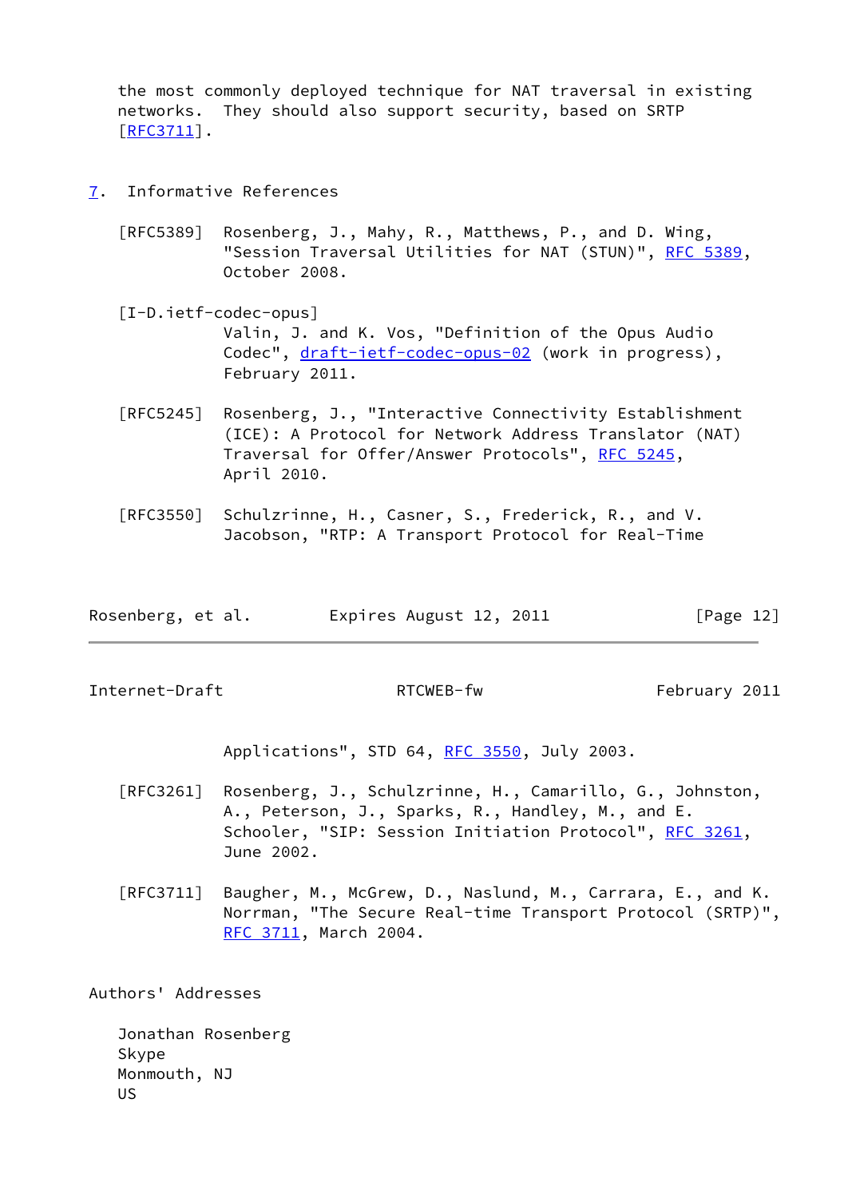the most commonly deployed technique for NAT traversal in existing networks. They should also support security, based on SRTP [RFC3711].

## 7. Informative References

[RFC5389] Rosenberg, J., Mahy, R., Matthews, P., and D. Wing, "Session Traversal Utilities for NAT (STUN)", RFC 5389, October 2008.

[I-D.ietf-codec-opus] Valin, J. and K. Vos, "Definition of the Opus Audio Codec", draft-ietf-codec-opus-02 (work in progress), February 2011.

[RFC5245] Rosenberg, J., "Interactive Connectivity Establishment (ICE): A Protocol for Network Address Translator (NAT) Traversal for Offer/Answer Protocols", RFC 5245, April 2010.

[RFC3550] Schulzrinne, H., Casner, S., Frederick, R., and V. Jacobson, "RTP: A Transport Protocol for Real-Time Applications", STD 64, RFC 3550, July 2003.

[RFC3261] Rosenberg, J., Schulzrinne, H., Camarillo, G., Johnston, A., Peterson, J., Sparks, R., Handley, M., and E. Schooler, "SIP: Session Initiation Protocol", RFC 3261, June 2002.

[RFC3711] Baugher, M., McGrew, D., Naslund, M., Carrara, E., and K. Norrman, "The Secure Real-time Transport Protocol (SRTP)", RFC 3711, March 2004.

## Authors' Addresses

Jonathan Rosenberg
Skype
Monmouth, NJ
US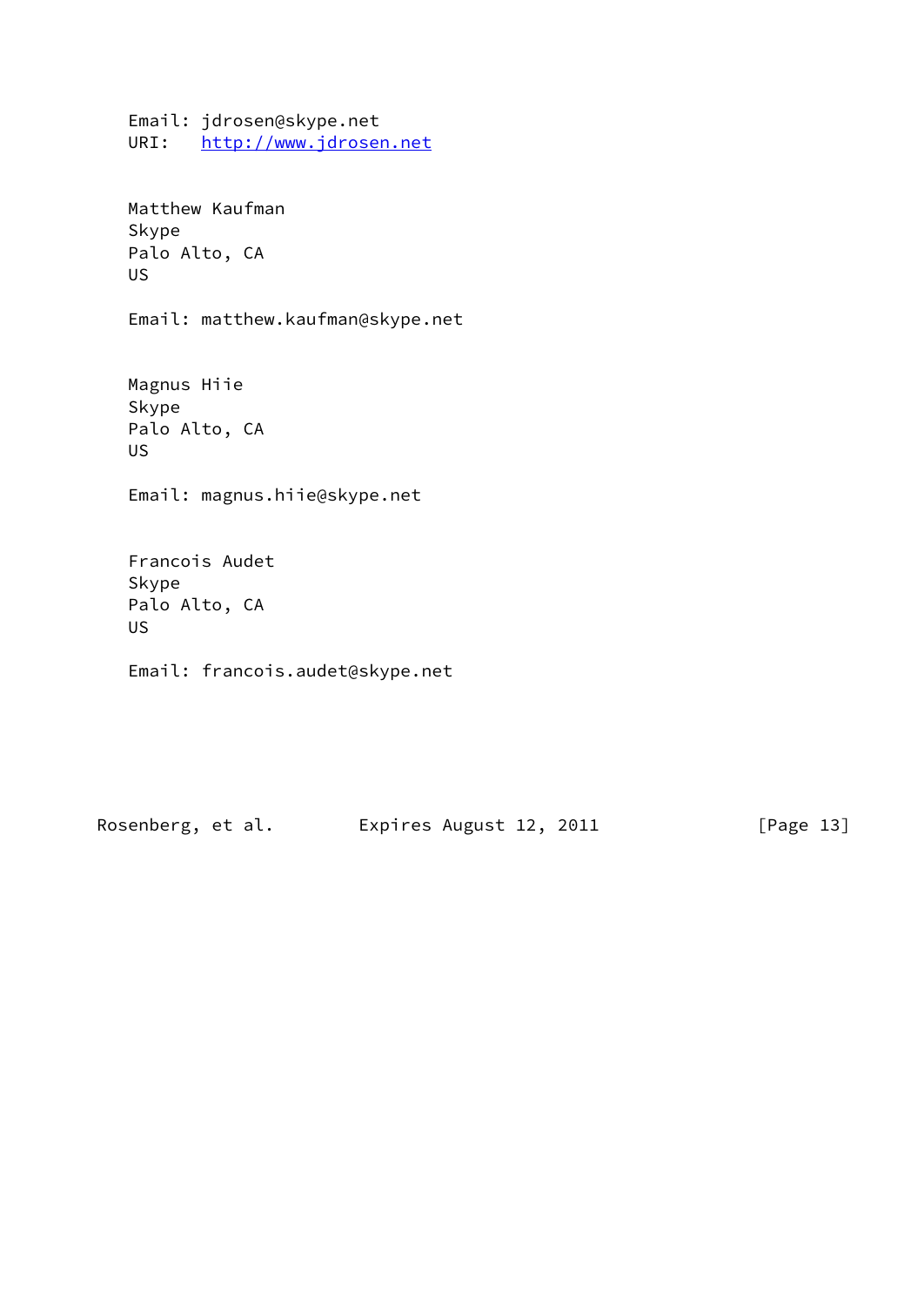Email: jdrosen@skype.net
URI: http://www.jdrosen.net

Matthew Kaufman
Skype
Palo Alto, CA
US

Email: matthew.kaufman@skype.net

Magnus Hiie
Skype
Palo Alto, CA
US

Email: magnus.hiie@skype.net

Francois Audet
Skype
Palo Alto, CA
US

Email: francois.audet@skype.net